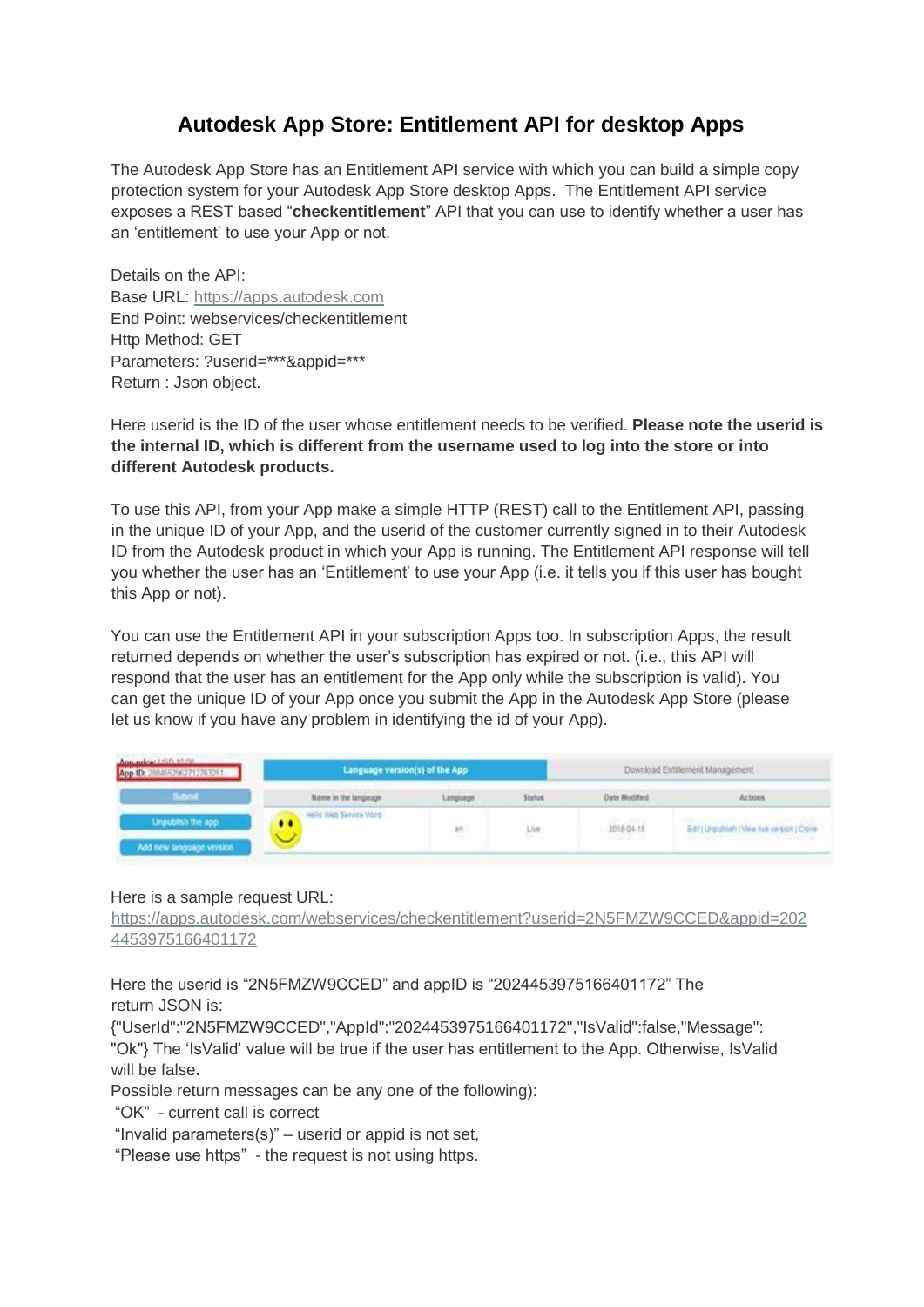# Autodesk App Store: Entitlement API for desktop Apps

The Autodesk App Store has an Entitlement API service with which you can build a simple copy protection system for your Autodesk App Store desktop Apps. The Entitlement API service exposes a REST based "**checkentitlement**" API that you can use to identify whether a user has an 'entitlement' to use your App or not.

Details on the API:
Base URL: https://apps.autodesk.com
End Point: webservices/checkentitlement
Http Method: GET
Parameters: ?userid=***&appid=***
Return : Json object.

Here userid is the ID of the user whose entitlement needs to be verified. **Please note the userid is the internal ID, which is different from the username used to log into the store or into different Autodesk products.**

To use this API, from your App make a simple HTTP (REST) call to the Entitlement API, passing in the unique ID of your App, and the userid of the customer currently signed in to their Autodesk ID from the Autodesk product in which your App is running. The Entitlement API response will tell you whether the user has an 'Entitlement' to use your App (i.e. it tells you if this user has bought this App or not).

You can use the Entitlement API in your subscription Apps too. In subscription Apps, the result returned depends on whether the user's subscription has expired or not. (i.e., this API will respond that the user has an entitlement for the App only while the subscription is valid). You can get the unique ID of your App once you submit the App in the Autodesk App Store (please let us know if you have any problem in identifying the id of your App).

Here is a sample request URL:
https://apps.autodesk.com/webservices/checkentitlement?userid=2N5FMZW9CCED&appid=2024453975166401172

Here the userid is "2N5FMZW9CCED" and appID is "2024453975166401172" The return JSON is:
{"UserId":"2N5FMZW9CCED","AppId":"2024453975166401172","IsValid":false,"Message":"Ok"} The 'IsValid' value will be true if the user has entitlement to the App. Otherwise, IsValid will be false.
Possible return messages can be any one of the following):
"OK" - current call is correct
"Invalid parameters(s)" – userid or appid is not set,
"Please use https" - the request is not using https.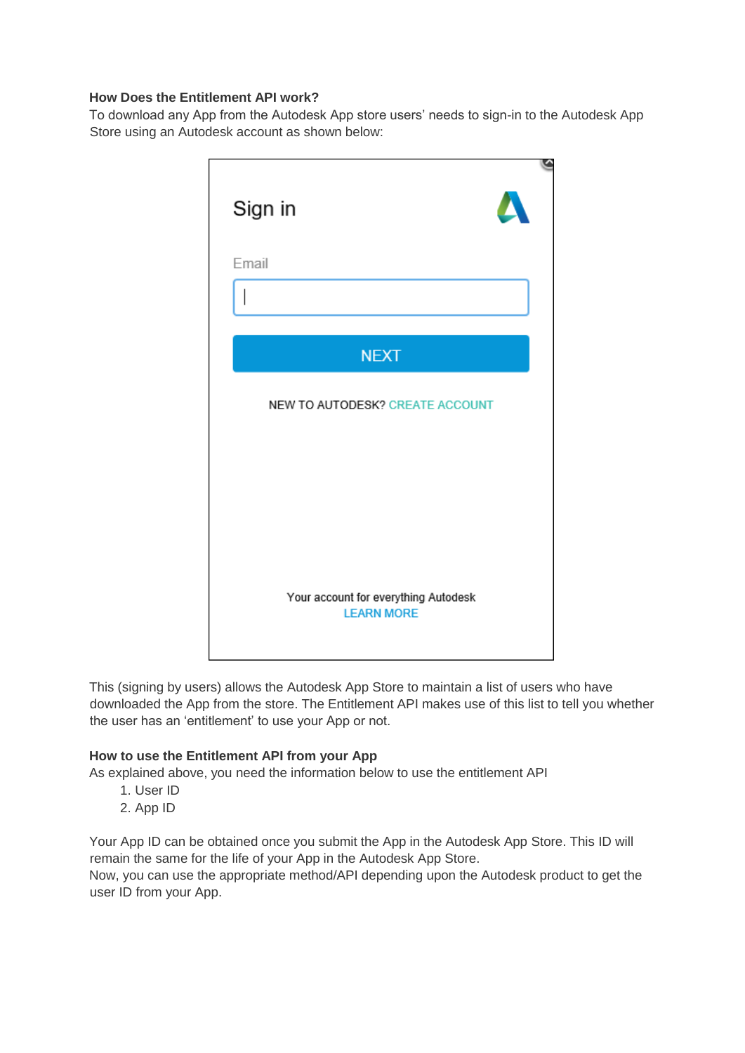**How Does the Entitlement API work?**

To download any App from the Autodesk App store users' needs to sign-in to the Autodesk App Store using an Autodesk account as shown below:

This (signing by users) allows the Autodesk App Store to maintain a list of users who have downloaded the App from the store. The Entitlement API makes use of this list to tell you whether the user has an 'entitlement' to use your App or not.

**How to use the Entitlement API from your App**

As explained above, you need the information below to use the entitlement API

1. User ID
2. App ID

Your App ID can be obtained once you submit the App in the Autodesk App Store. This ID will remain the same for the life of your App in the Autodesk App Store.

Now, you can use the appropriate method/API depending upon the Autodesk product to get the user ID from your App.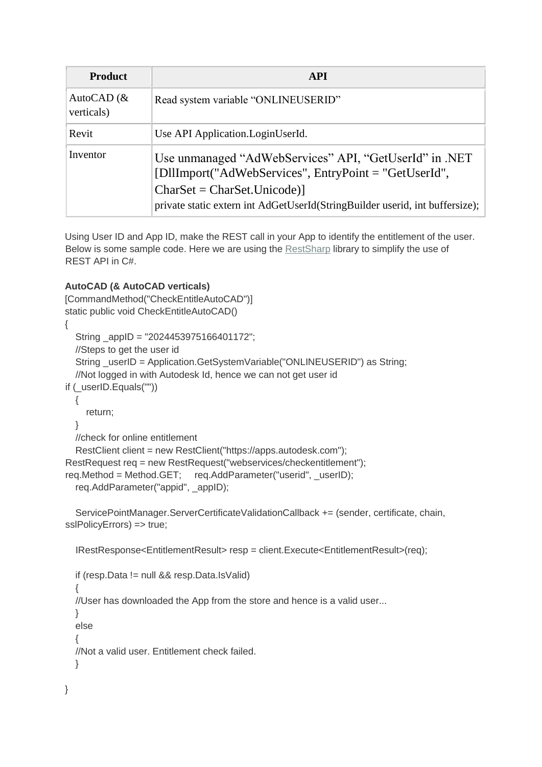| Product | API |
|---|---|
| AutoCAD (& verticals) | Read system variable “ONLINEUSERID” |
| Revit | Use API Application.LoginUserId. |
| Inventor | Use unmanaged “AdWebServices” API, “GetUserId” in .NET [DllImport("AdWebServices", EntryPoint = "GetUserId", CharSet = CharSet.Unicode)] private static extern int AdGetUserId(StringBuilder userid, int buffersize); |

Using User ID and App ID, make the REST call in your App to identify the entitlement of the user. Below is some sample code. Here we are using the RestSharp library to simplify the use of REST API in C#.

**AutoCAD (& AutoCAD verticals)**

```
[CommandMethod("CheckEntitleAutoCAD")]
static public void CheckEntitleAutoCAD()
{
   String _appID = "2024453975166401172";
   //Steps to get the user id
   String _userID = Application.GetSystemVariable("ONLINEUSERID") as String;
   //Not logged in with Autodesk Id, hence we can not get user id
if (_userID.Equals(""))
   {
      return;
   }
   //check for online entitlement
   RestClient client = new RestClient("https://apps.autodesk.com");
RestRequest req = new RestRequest("webservices/checkentitlement");
req.Method = Method.GET;     req.AddParameter("userid", _userID);
   req.AddParameter("appid", _appID);

   ServicePointManager.ServerCertificateValidationCallback += (sender, certificate, chain,
sslPolicyErrors) => true;

   IRestResponse<EntitlementResult> resp = client.Execute<EntitlementResult>(req);

   if (resp.Data != null && resp.Data.IsValid)
   {
   //User has downloaded the App from the store and hence is a valid user...
   }
   else
   {
   //Not a valid user. Entitlement check failed.
   }

}
```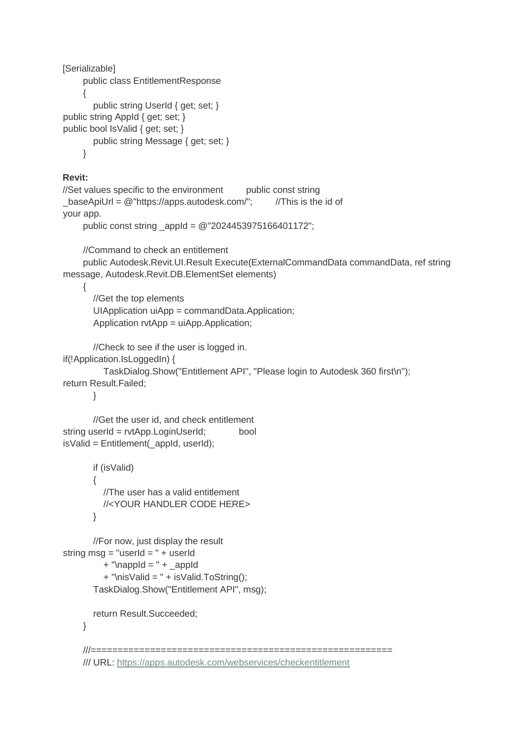```
[Serializable]
    public class EntitlementResponse
    {
        public string UserId { get; set; }
public string AppId { get; set; }
public bool IsValid { get; set; }
        public string Message { get; set; }
    }
```

**Revit:**

```
//Set values specific to the environment       public const string
_baseApiUrl = @"https://apps.autodesk.com/";      //This is the id of
your app.
    public const string _appId = @"2024453975166401172";

    //Command to check an entitlement
    public Autodesk.Revit.UI.Result Execute(ExternalCommandData commandData, ref string
message, Autodesk.Revit.DB.ElementSet elements)
    {
        //Get the top elements
        UIApplication uiApp = commandData.Application;
        Application rvtApp = uiApp.Application;

        //Check to see if the user is logged in.
if(!Application.IsLoggedIn) {
            TaskDialog.Show("Entitlement API", "Please login to Autodesk 360 first\n");
return Result.Failed;
        }

        //Get the user id, and check entitlement
string userId = rvtApp.LoginUserId;          bool
isValid = Entitlement(_appId, userId);

        if (isValid)
        {
            //The user has a valid entitlement
            //<YOUR HANDLER CODE HERE>
        }

        //For now, just display the result
string msg = "userId = " + userId
            + "\nappId = " + _appId
            + "\nisValid = " + isValid.ToString();
        TaskDialog.Show("Entitlement API", msg);

        return Result.Succeeded;
    }

    ///=======================================================
    /// URL: https://apps.autodesk.com/webservices/checkentitlement
```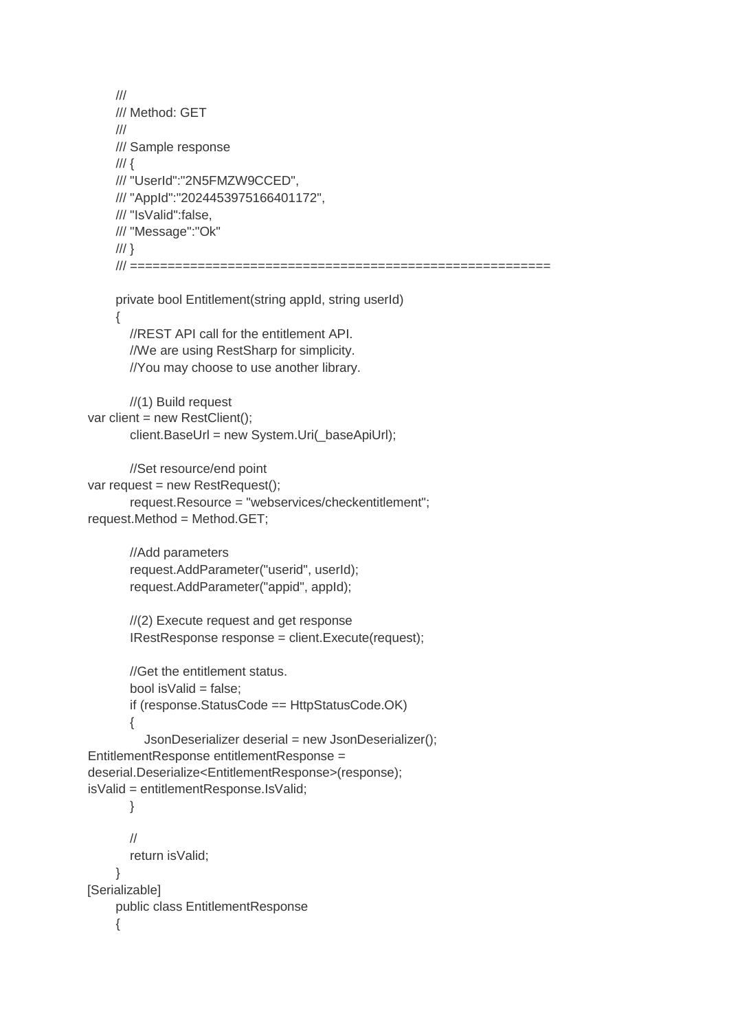```
///
/// Method: GET
///
/// Sample response
/// {
/// "UserId":"2N5FMZW9CCED",
/// "AppId":"2024453975166401172",
/// "IsValid":false,
/// "Message":"Ok"
/// }
/// ========================================================

private bool Entitlement(string appId, string userId)
{
    //REST API call for the entitlement API.
    //We are using RestSharp for simplicity.
    //You may choose to use another library.

    //(1) Build request
var client = new RestClient();
    client.BaseUrl = new System.Uri(_baseApiUrl);

    //Set resource/end point
var request = new RestRequest();
    request.Resource = "webservices/checkentitlement";
request.Method = Method.GET;

    //Add parameters
    request.AddParameter("userid", userId);
    request.AddParameter("appid", appId);

    //(2) Execute request and get response
    IRestResponse response = client.Execute(request);

    //Get the entitlement status.
    bool isValid = false;
    if (response.StatusCode == HttpStatusCode.OK)
    {
        JsonDeserializer deserial = new JsonDeserializer();
EntitlementResponse entitlementResponse =
deserial.Deserialize<EntitlementResponse>(response);
isValid = entitlementResponse.IsValid;
    }

    //
    return isValid;
}
[Serializable]
public class EntitlementResponse
{
```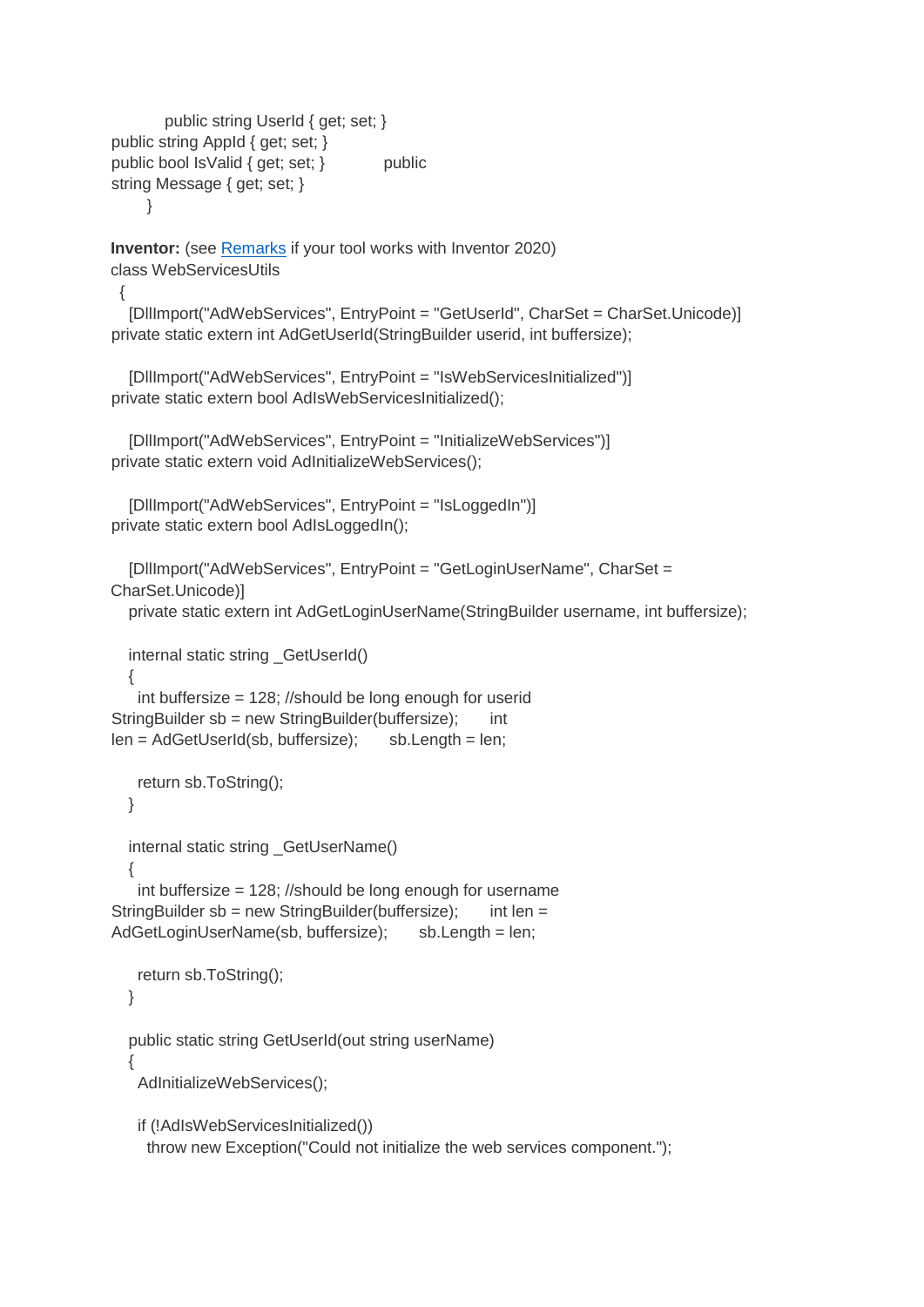```
        public string UserId { get; set; }
public string AppId { get; set; }
public bool IsValid { get; set; }           public
string Message { get; set; }
      }
```

**Inventor:** (see Remarks if your tool works with Inventor 2020)

```
class WebServicesUtils
  {
    [DllImport("AdWebServices", EntryPoint = "GetUserId", CharSet = CharSet.Unicode)]
private static extern int AdGetUserId(StringBuilder userid, int buffersize);

    [DllImport("AdWebServices", EntryPoint = "IsWebServicesInitialized")]
private static extern bool AdIsWebServicesInitialized();

    [DllImport("AdWebServices", EntryPoint = "InitializeWebServices")]
private static extern void AdInitializeWebServices();

    [DllImport("AdWebServices", EntryPoint = "IsLoggedIn")]
private static extern bool AdIsLoggedIn();

    [DllImport("AdWebServices", EntryPoint = "GetLoginUserName", CharSet =
CharSet.Unicode)]
    private static extern int AdGetLoginUserName(StringBuilder username, int buffersize);

    internal static string _GetUserId()
    {
      int buffersize = 128; //should be long enough for userid
StringBuilder sb = new StringBuilder(buffersize);      int
len = AdGetUserId(sb, buffersize);      sb.Length = len;

      return sb.ToString();
    }

    internal static string _GetUserName()
    {
      int buffersize = 128; //should be long enough for username
StringBuilder sb = new StringBuilder(buffersize);      int len =
AdGetLoginUserName(sb, buffersize);      sb.Length = len;

      return sb.ToString();
    }

    public static string GetUserId(out string userName)
    {
      AdInitializeWebServices();

      if (!AdIsWebServicesInitialized())
        throw new Exception("Could not initialize the web services component.");
```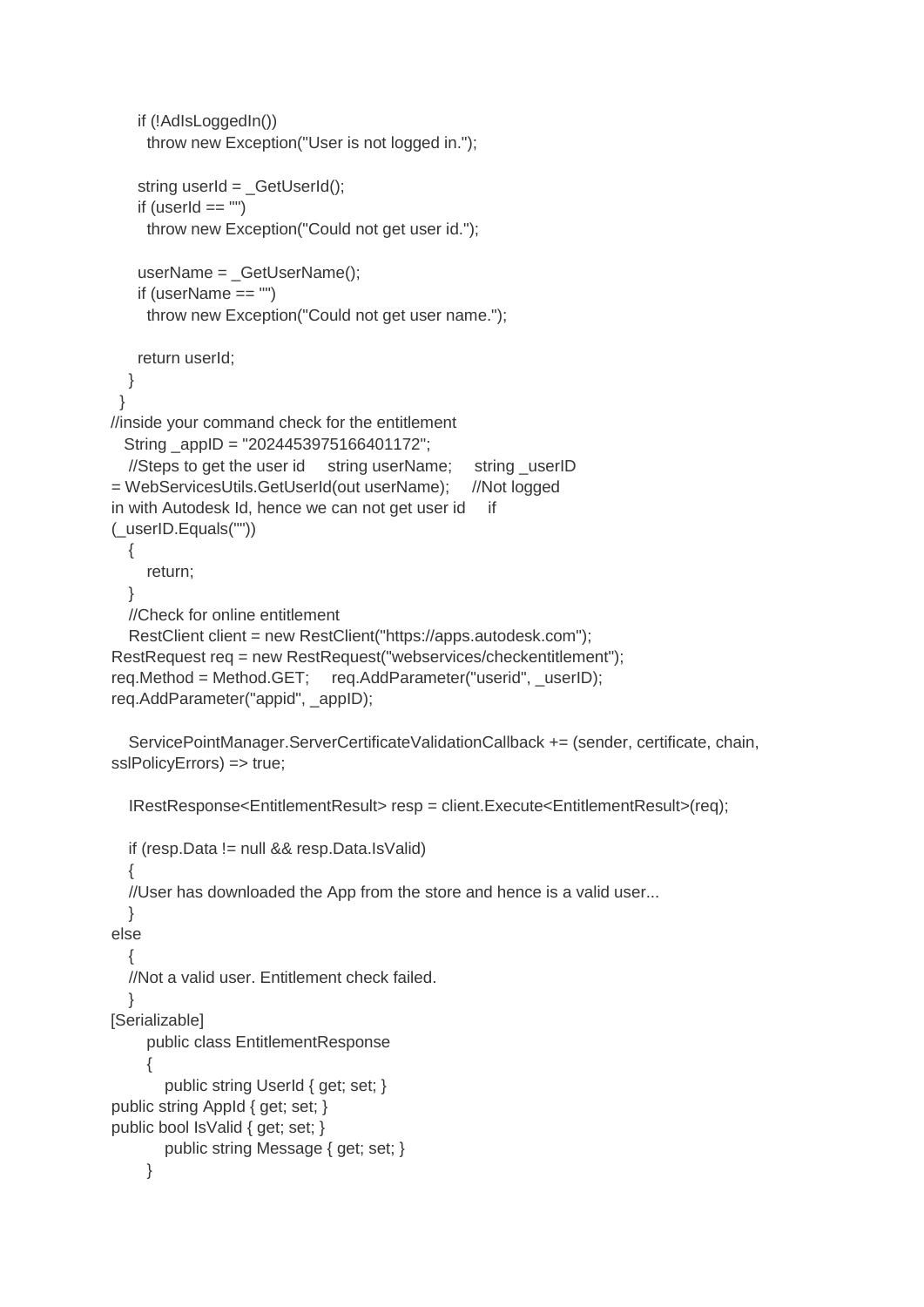```
      if (!AdIsLoggedIn())
        throw new Exception("User is not logged in.");

      string userId = _GetUserId();
      if (userId == "")
        throw new Exception("Could not get user id.");

      userName = _GetUserName();
      if (userName == "")
        throw new Exception("Could not get user name.");

      return userId;
    }
  }
//inside your command check for the entitlement
   String _appID = "2024453975166401172";
    //Steps to get the user id     string userName;     string _userID
= WebServicesUtils.GetUserId(out userName);     //Not logged
in with Autodesk Id, hence we can not get user id     if
(_userID.Equals(""))
    {
        return;
    }
    //Check for online entitlement
    RestClient client = new RestClient("https://apps.autodesk.com");
RestRequest req = new RestRequest("webservices/checkentitlement");
req.Method = Method.GET;     req.AddParameter("userid", _userID);
req.AddParameter("appid", _appID);

    ServicePointManager.ServerCertificateValidationCallback += (sender, certificate, chain,
sslPolicyErrors) => true;

    IRestResponse<EntitlementResult> resp = client.Execute<EntitlementResult>(req);

    if (resp.Data != null && resp.Data.IsValid)
    {
    //User has downloaded the App from the store and hence is a valid user...
    }
else
    {
    //Not a valid user. Entitlement check failed.
    }
[Serializable]
        public class EntitlementResponse
        {
            public string UserId { get; set; }
public string AppId { get; set; }
public bool IsValid { get; set; }
            public string Message { get; set; }
        }
```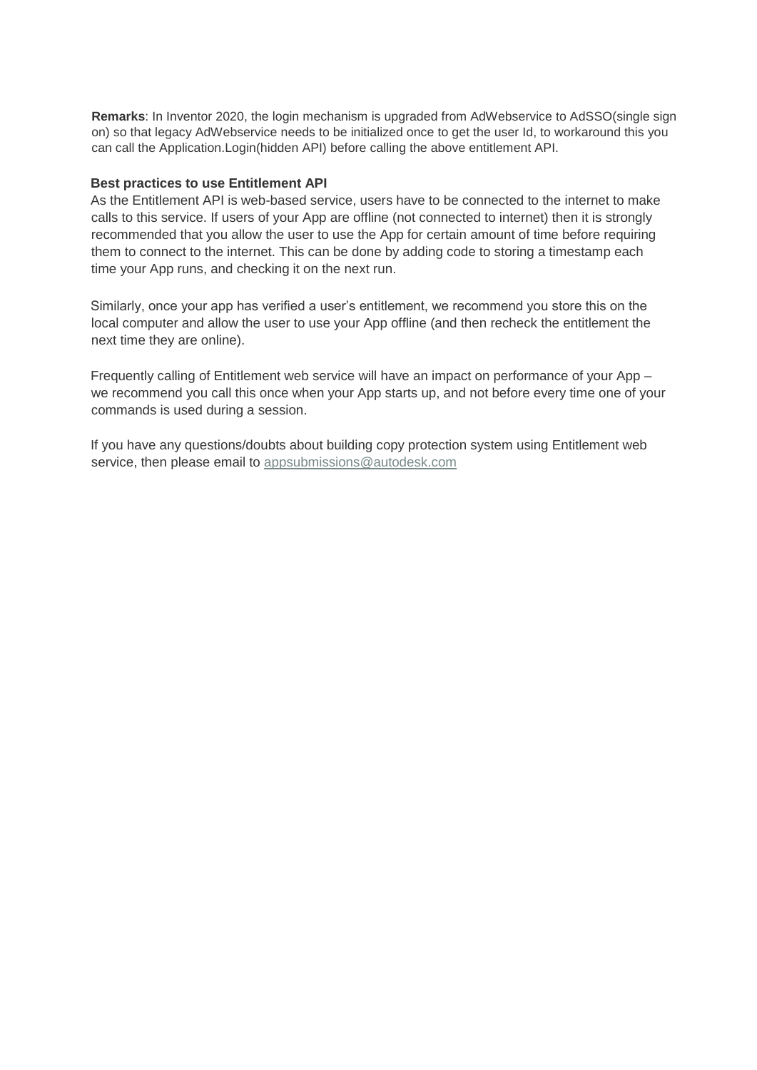**Remarks**: In Inventor 2020, the login mechanism is upgraded from AdWebservice to AdSSO(single sign on) so that legacy AdWebservice needs to be initialized once to get the user Id, to workaround this you can call the Application.Login(hidden API) before calling the above entitlement API.

**Best practices to use Entitlement API**

As the Entitlement API is web-based service, users have to be connected to the internet to make calls to this service. If users of your App are offline (not connected to internet) then it is strongly recommended that you allow the user to use the App for certain amount of time before requiring them to connect to the internet. This can be done by adding code to storing a timestamp each time your App runs, and checking it on the next run.

Similarly, once your app has verified a user's entitlement, we recommend you store this on the local computer and allow the user to use your App offline (and then recheck the entitlement the next time they are online).

Frequently calling of Entitlement web service will have an impact on performance of your App – we recommend you call this once when your App starts up, and not before every time one of your commands is used during a session.

If you have any questions/doubts about building copy protection system using Entitlement web service, then please email to appsubmissions@autodesk.com